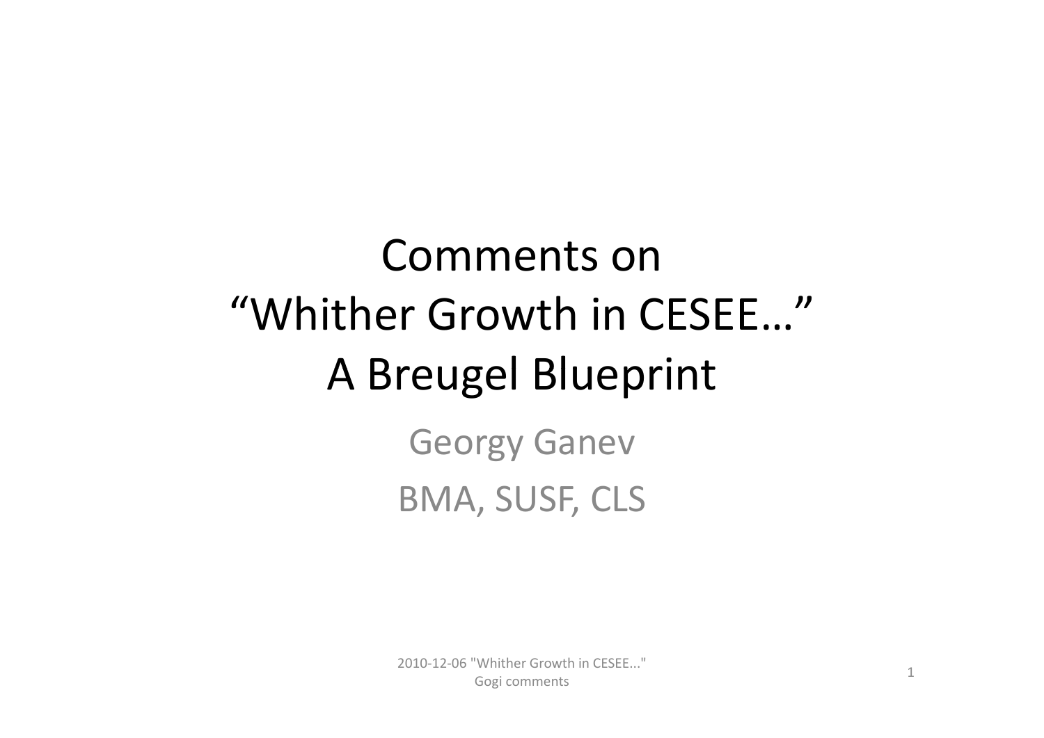# Comments on "Whither Growth in CESEE…" A Breugel Blueprint

Georgy Ganev

BMA, SUSF, CLS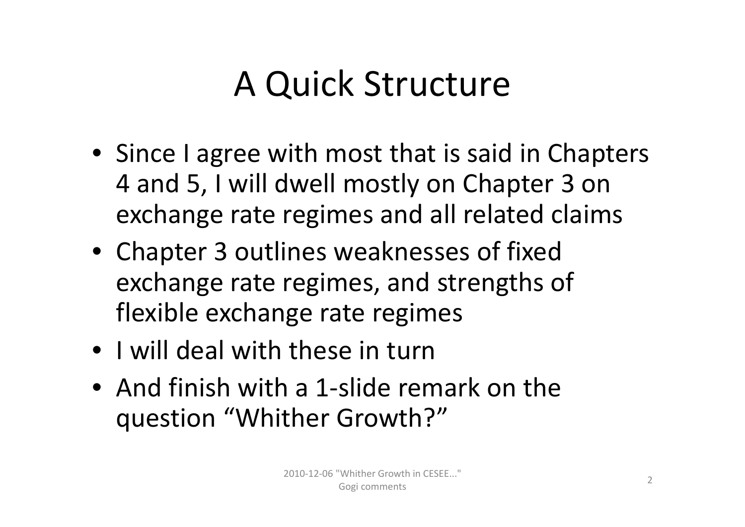# A Quick Structure

- Since I agree with most that is said in Chapters 4 and 5, I will dwell mostly on Chapter 3 on exchange rate regimes and all related claims
- Chapter 3 outlines weaknesses of fixed exchange rate regimes, and strengths of flexible exchange rate regimes
- I will deal with these in turn
- And finish with a 1-slide remark on the question "Whither Growth?"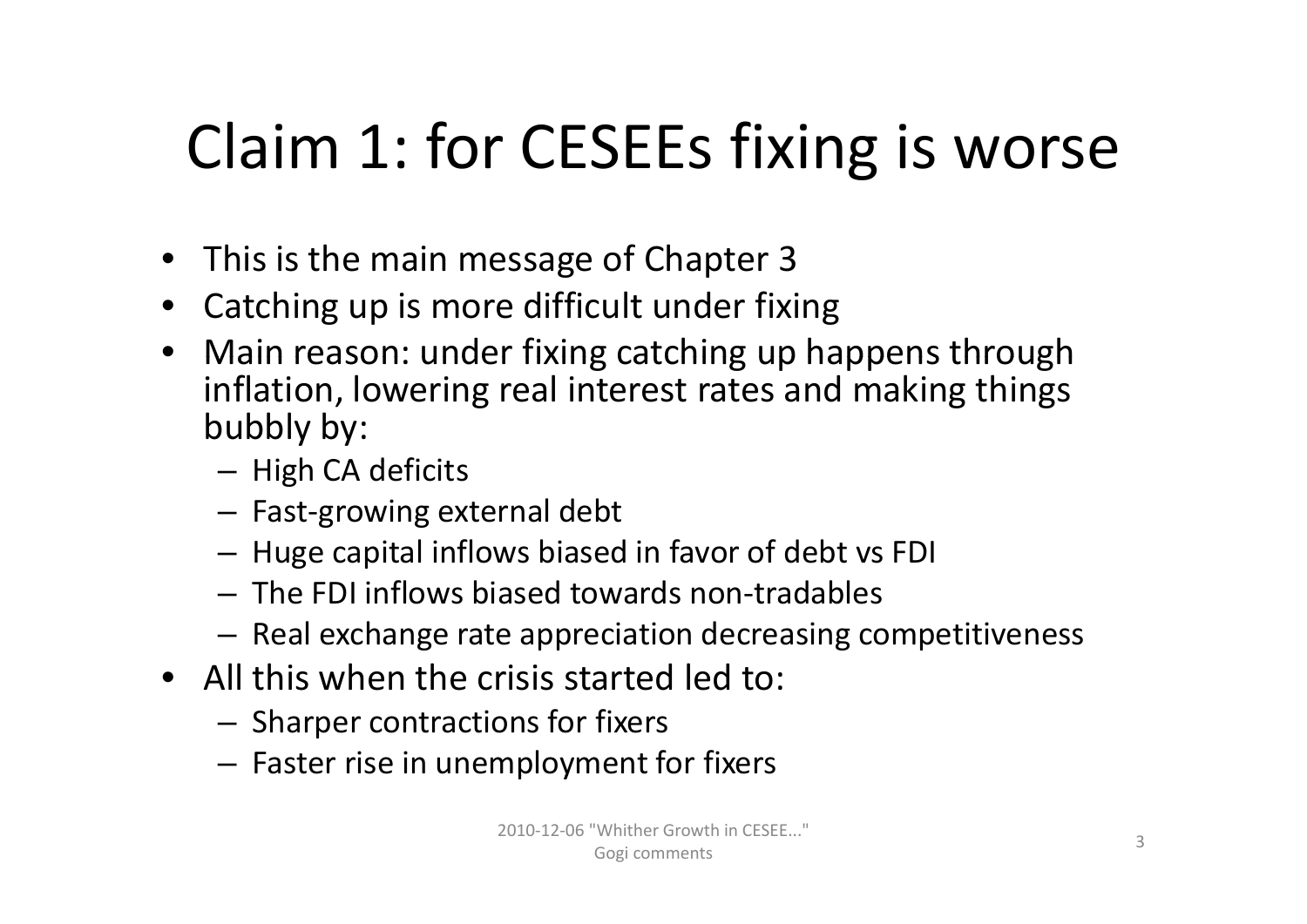# Claim 1: for CESEEs fixing is worse

- This is the main message of Chapter 3
- Catching up is more difficult under fixing
- Main reason: under fixing catching up happens through inflation, lowering real interest rates and making things bubbly by:
  - High CA deficits
  - Fast-growing external debt
  - Huge capital inflows biased in favor of debt vs FDI
  - The FDI inflows biased towards non-tradables
  - Real exchange rate appreciation decreasing competitiveness
- All this when the crisis started led to:
  - Sharper contractions for fixers
  - Faster rise in unemployment for fixers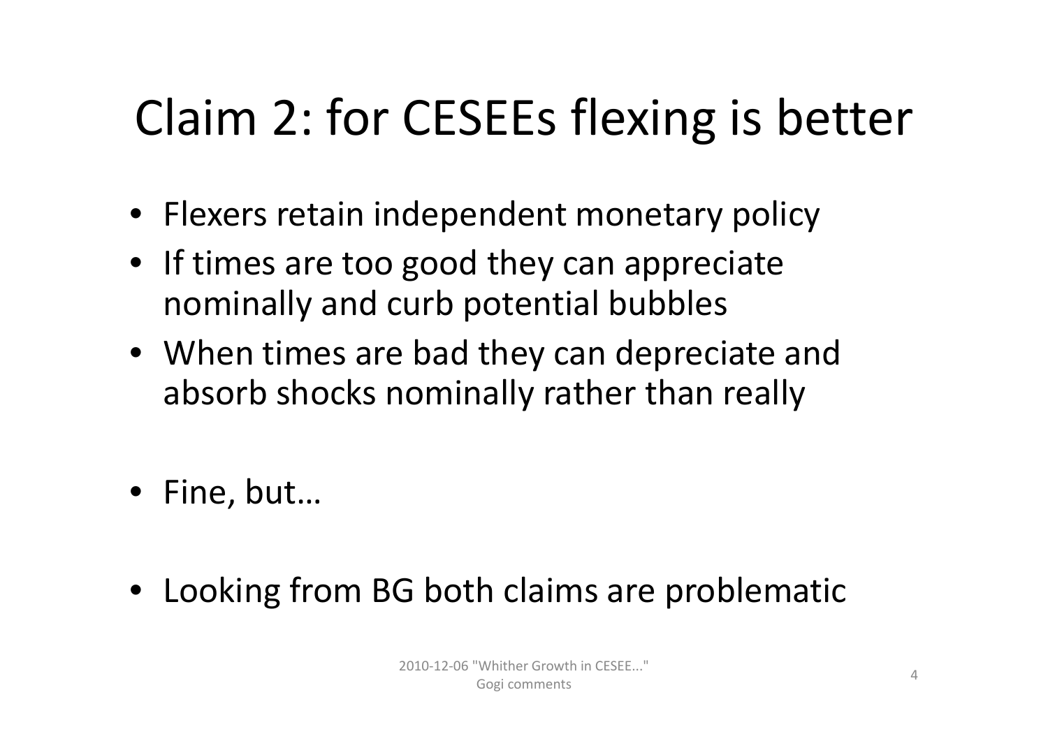# Claim 2: for CESEEs flexing is better

- Flexers retain independent monetary policy
- If times are too good they can appreciate nominally and curb potential bubbles
- When times are bad they can depreciate and absorb shocks nominally rather than really

- Fine, but…

- Looking from BG both claims are problematic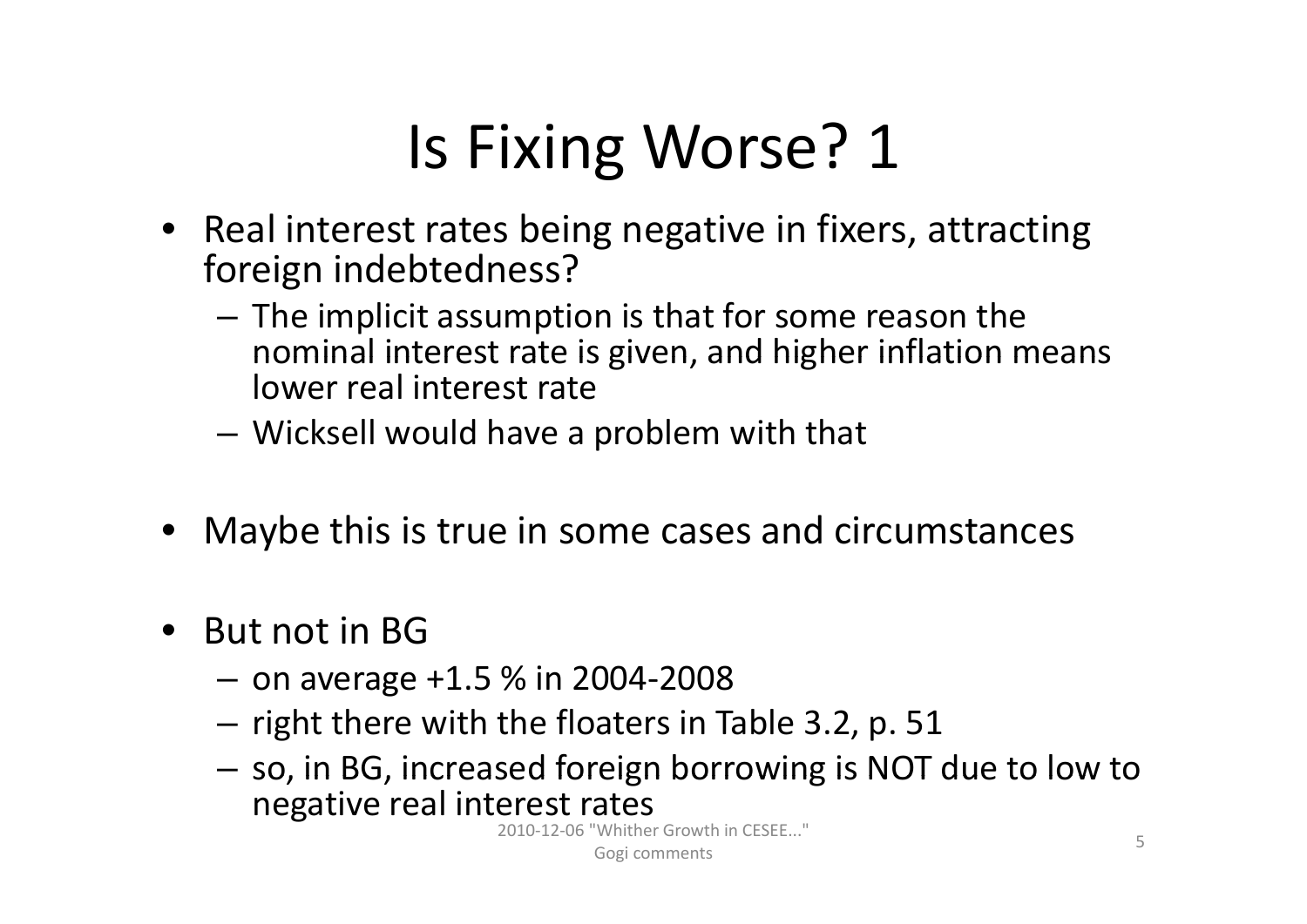# Is Fixing Worse? 1

- Real interest rates being negative in fixers, attracting foreign indebtedness?
  - The implicit assumption is that for some reason the nominal interest rate is given, and higher inflation means lower real interest rate
  - Wicksell would have a problem with that

- Maybe this is true in some cases and circumstances

- But not in BG
  - on average +1.5 % in 2004-2008
  - right there with the floaters in Table 3.2, p. 51
  - so, in BG, increased foreign borrowing is NOT due to low to negative real interest rates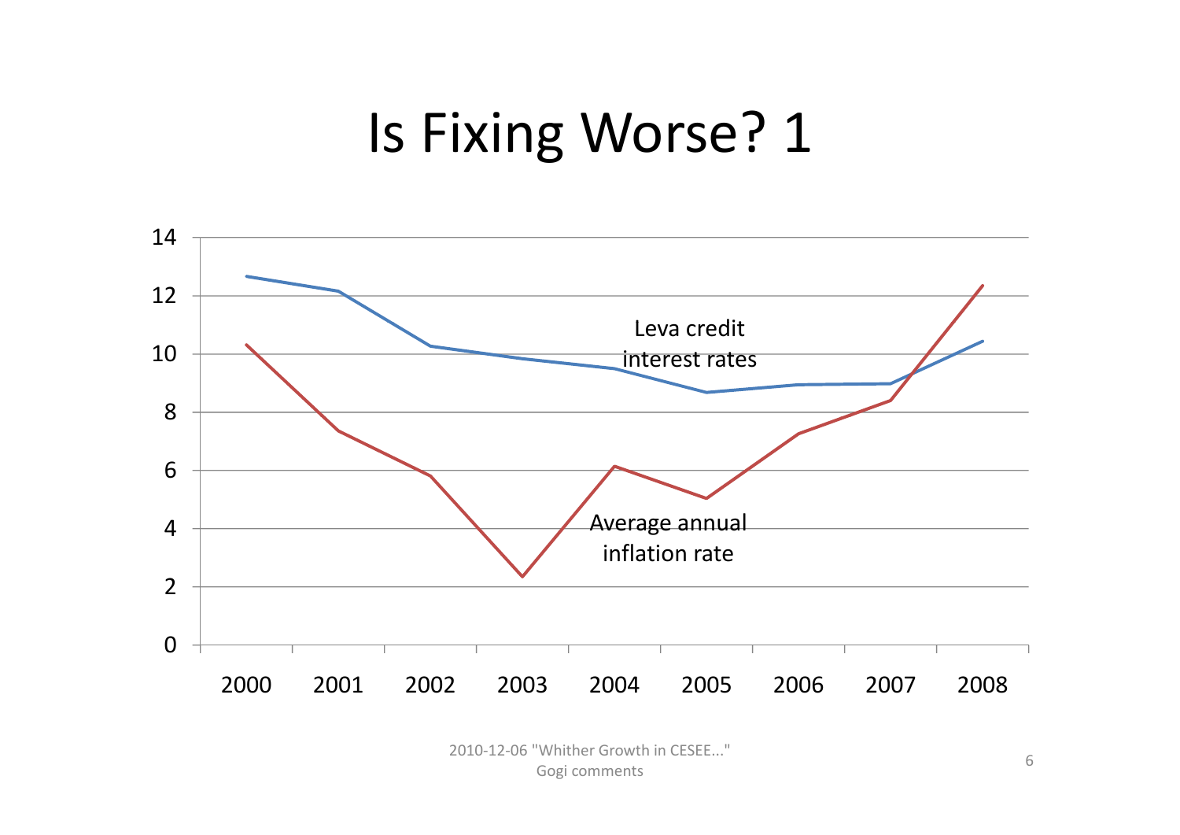# Is Fixing Worse? 1

Leva credit interest rates

Average annual inflation rate

2000 2001 2002 2003 2004 2005 2006 2007 2008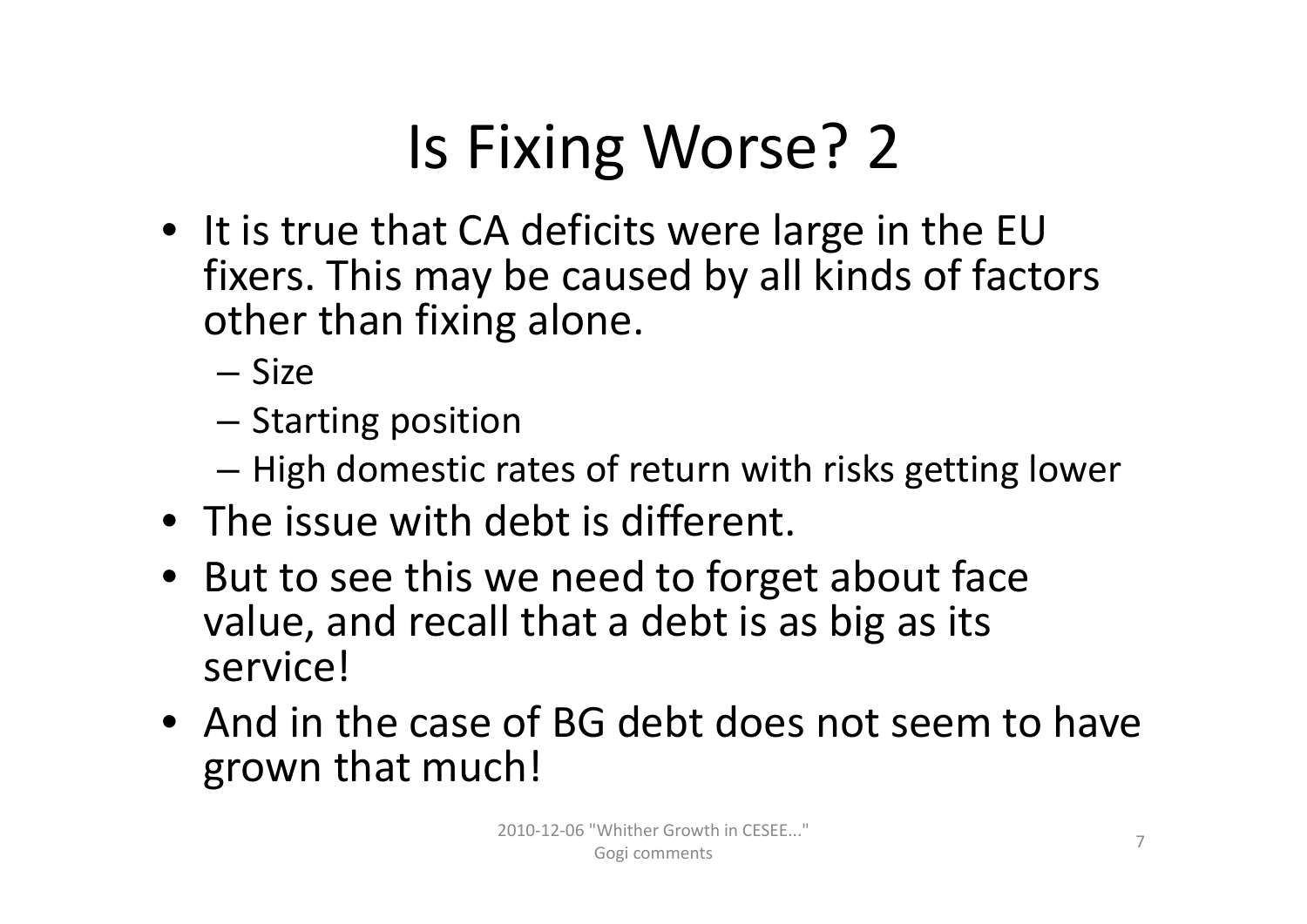# Is Fixing Worse? 2

- It is true that CA deficits were large in the EU fixers. This may be caused by all kinds of factors other than fixing alone.
  - Size
  - Starting position
  - High domestic rates of return with risks getting lower
- The issue with debt is different.
- But to see this we need to forget about face value, and recall that a debt is as big as its service!
- And in the case of BG debt does not seem to have grown that much!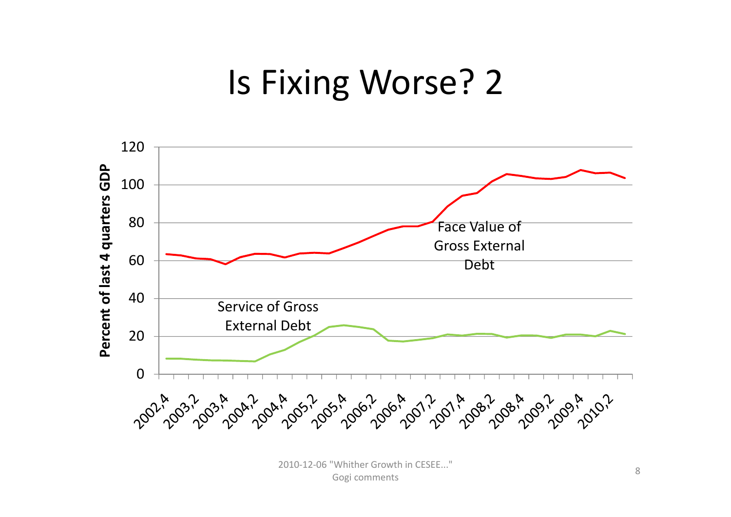# Is Fixing Worse? 2

Percent of last 4 quarters GDP

120

100

80

60

40

20

0

Face Value of Gross External Debt

Service of Gross External Debt

2002,4 2003,2 2003,4 2004,2 2004,4 2005,2 2005,4 2006,2 2006,4 2007,2 2007,4 2008,2 2008,4 2009,2 2009,4 2010,2

2010-12-06 "Whither Growth in CESEE..." Gogi comments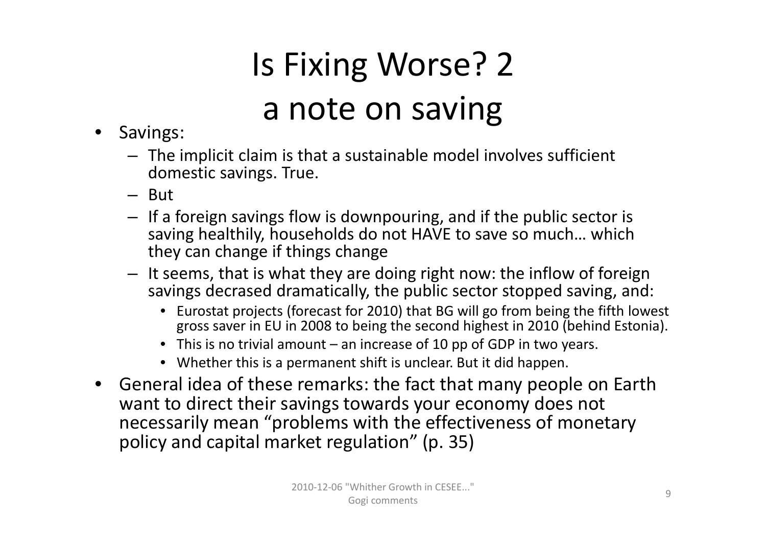# Is Fixing Worse? 2
# a note on saving

- Savings:
  - The implicit claim is that a sustainable model involves sufficient domestic savings. True.
  - But
  - If a foreign savings flow is downpouring, and if the public sector is saving healthily, households do not HAVE to save so much… which they can change if things change
  - It seems, that is what they are doing right now: the inflow of foreign savings decrased dramatically, the public sector stopped saving, and:
    - Eurostat projects (forecast for 2010) that BG will go from being the fifth lowest gross saver in EU in 2008 to being the second highest in 2010 (behind Estonia).
    - This is no trivial amount – an increase of 10 pp of GDP in two years.
    - Whether this is a permanent shift is unclear. But it did happen.
- General idea of these remarks: the fact that many people on Earth want to direct their savings towards your economy does not necessarily mean "problems with the effectiveness of monetary policy and capital market regulation" (p. 35)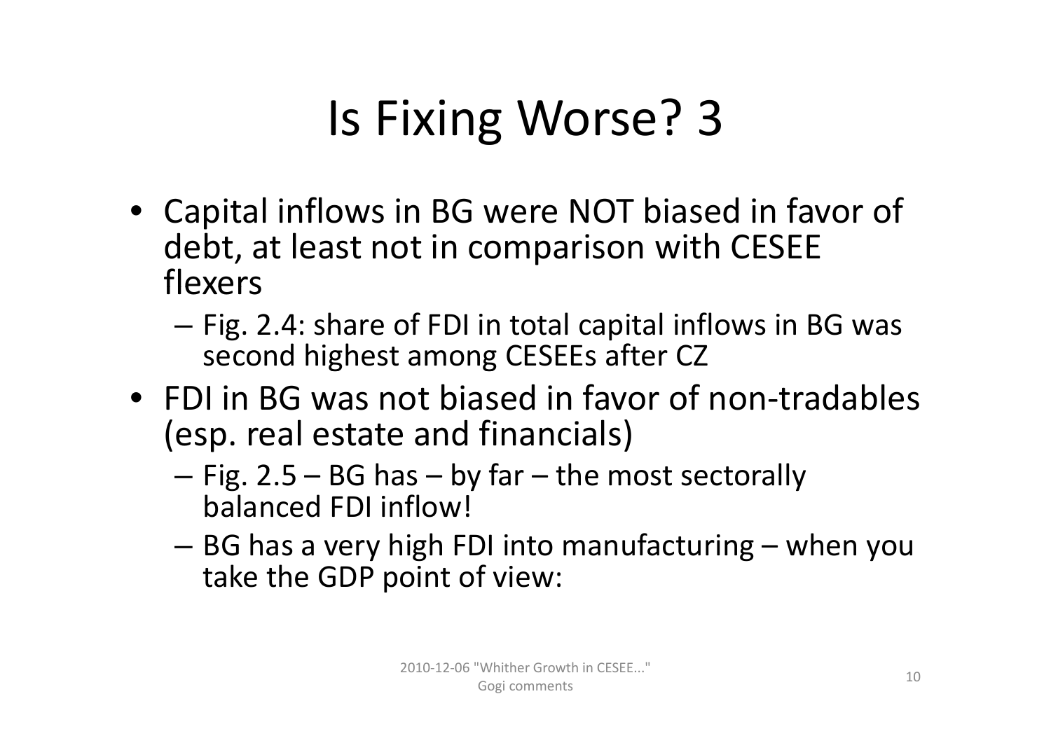# Is Fixing Worse? 3

- Capital inflows in BG were NOT biased in favor of debt, at least not in comparison with CESEE flexers
  - Fig. 2.4: share of FDI in total capital inflows in BG was second highest among CESEEs after CZ
- FDI in BG was not biased in favor of non-tradables (esp. real estate and financials)
  - Fig. 2.5 – BG has – by far – the most sectorally balanced FDI inflow!
  - BG has a very high FDI into manufacturing – when you take the GDP point of view: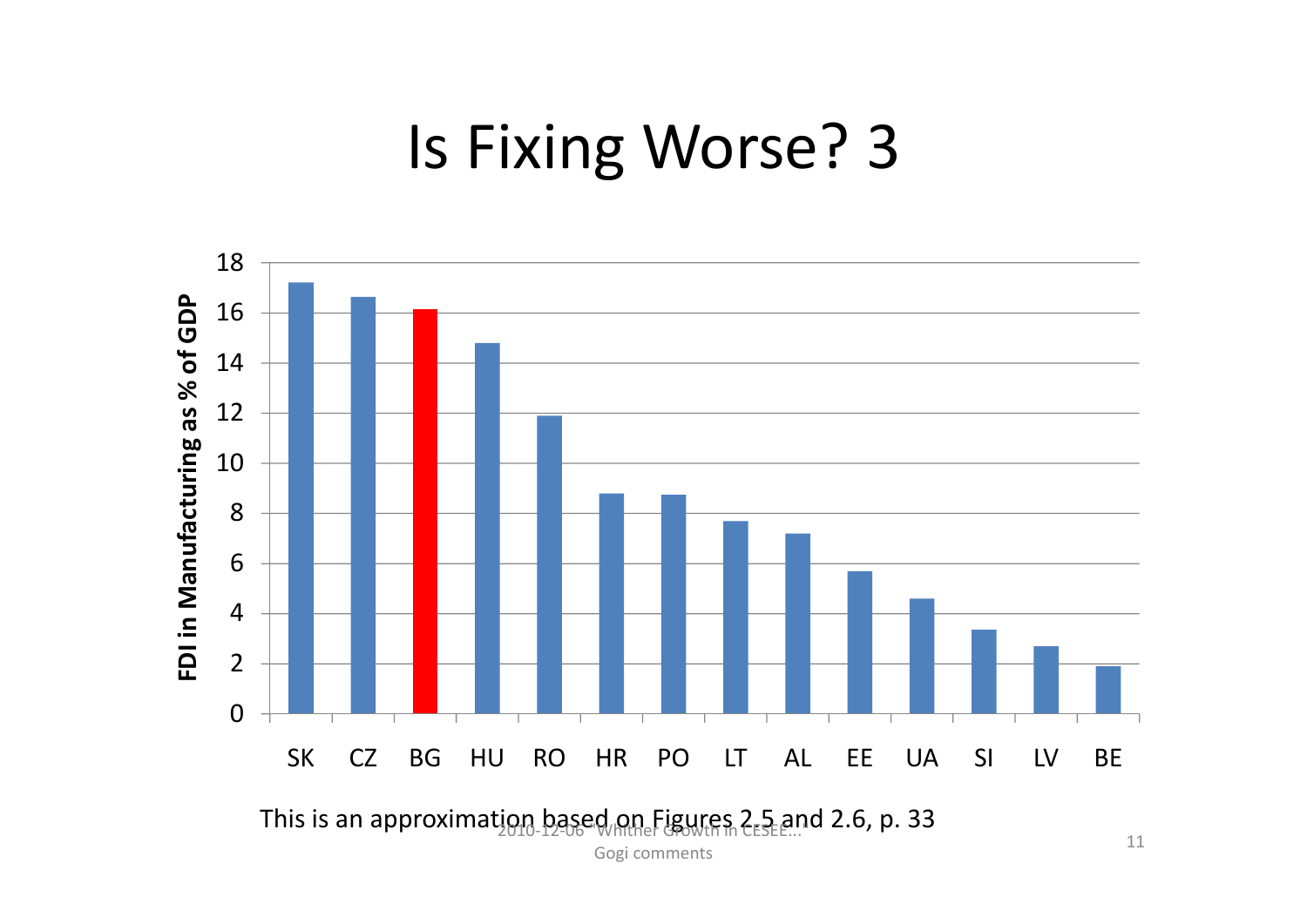# Is Fixing Worse? 3

| Country | FDI in Manufacturing as % of GDP |
|---|---|
| SK | 17.2 |
| CZ | 16.6 |
| BG | 16.1 |
| HU | 14.8 |
| RO | 11.9 |
| HR | 8.8 |
| PO | 8.7 |
| LT | 7.7 |
| AL | 7.2 |
| EE | 5.7 |
| UA | 4.6 |
| SI | 3.3 |
| LV | 2.7 |
| BE | 1.9 |

This is an approximation based on Figures 2.5 and 2.6, p. 33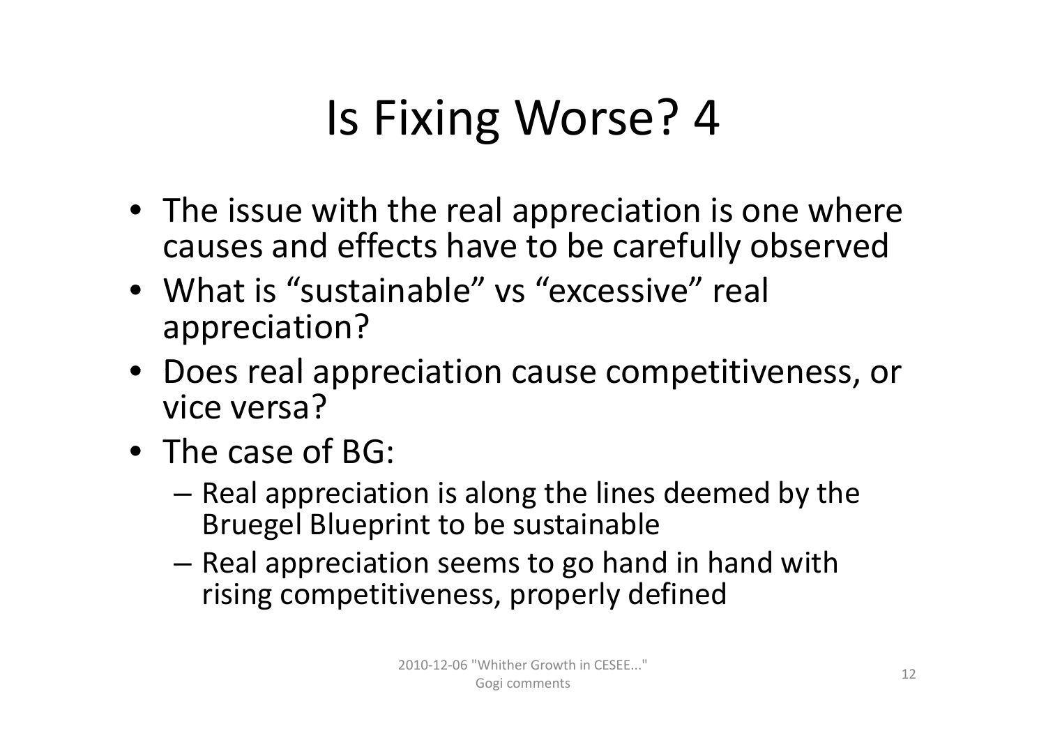# Is Fixing Worse? 4

- The issue with the real appreciation is one where causes and effects have to be carefully observed
- What is "sustainable" vs "excessive" real appreciation?
- Does real appreciation cause competitiveness, or vice versa?
- The case of BG:
  - Real appreciation is along the lines deemed by the Bruegel Blueprint to be sustainable
  - Real appreciation seems to go hand in hand with rising competitiveness, properly defined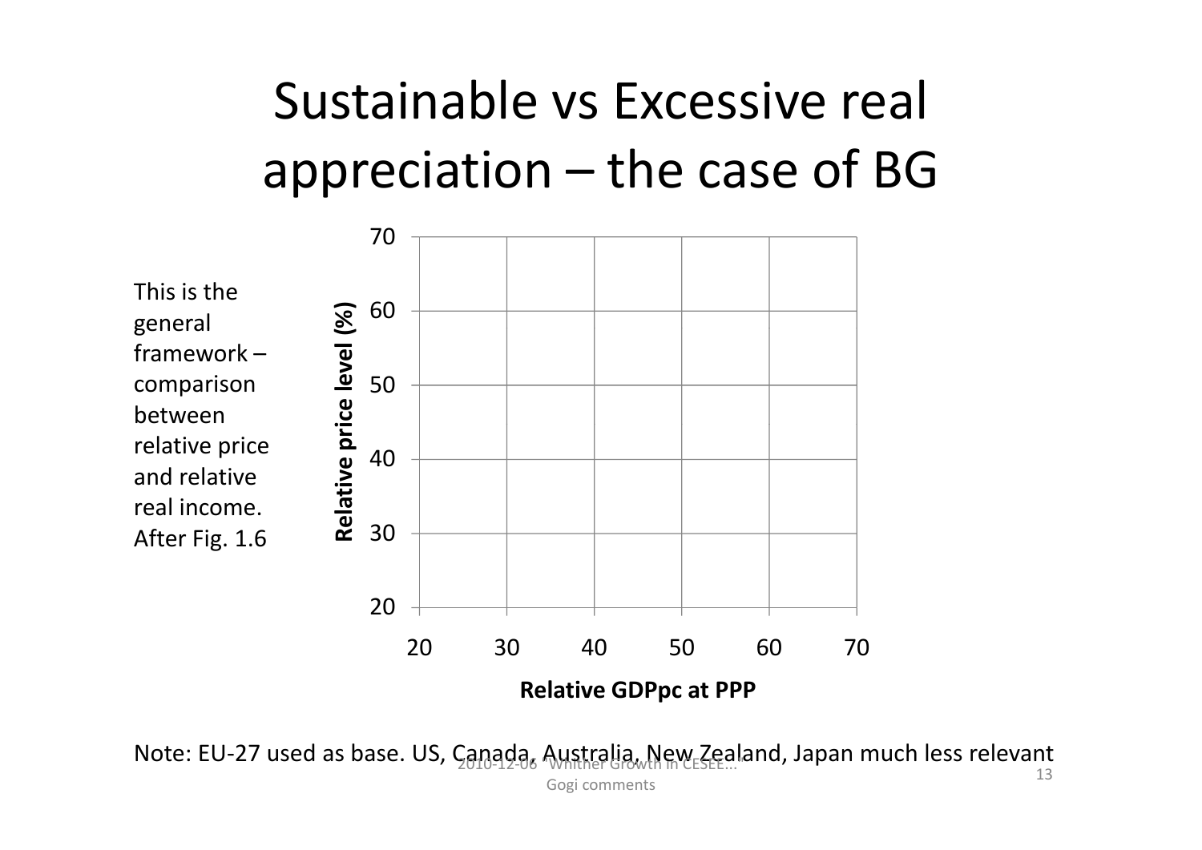# Sustainable vs Excessive real appreciation – the case of BG

This is the general framework – comparison between relative price and relative real income. After Fig. 1.6

Relative price level (%)

70
60
50
40
30
20

20 30 40 50 60 70

Relative GDPpc at PPP

Note: EU-27 used as base. US, Canada, Australia, New Zealand, Japan much less relevant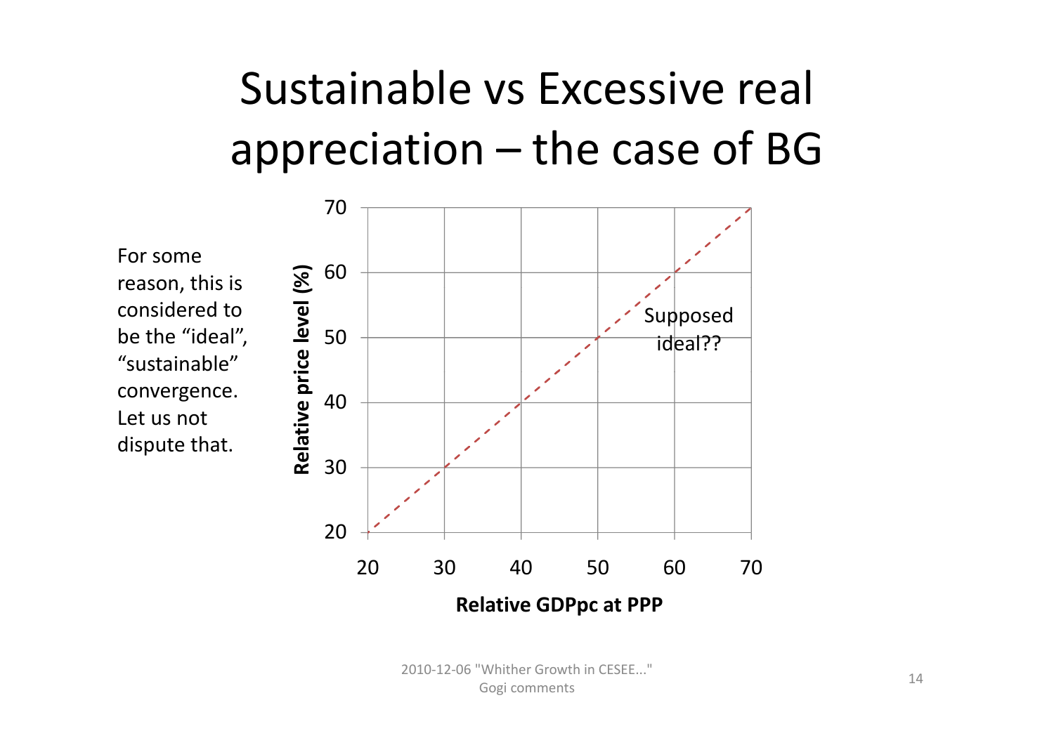# Sustainable vs Excessive real appreciation – the case of BG

For some reason, this is considered to be the “ideal”, “sustainable” convergence. Let us not dispute that.

Relative price level (%)

70
60
50
40
30
20

Supposed ideal??

20 30 40 50 60 70

Relative GDPpc at PPP

2010-12-06 "Whither Growth in CESEE..."
Gogi comments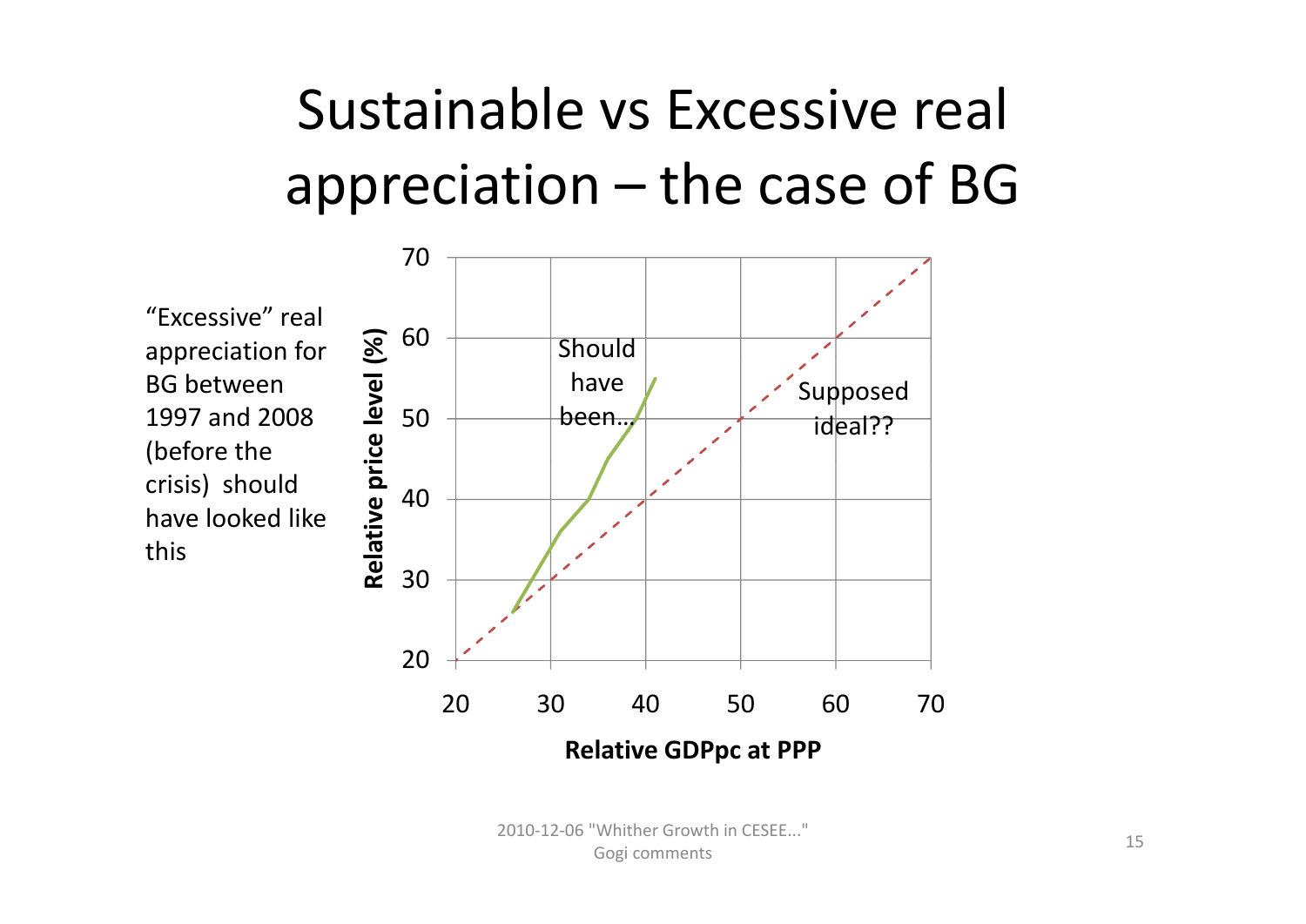# Sustainable vs Excessive real appreciation – the case of BG

"Excessive" real appreciation for BG between 1997 and 2008 (before the crisis) should have looked like this

Relative price level (%)

70
60
50
40
30
20

Should have been...

Supposed ideal??

20 30 40 50 60 70

Relative GDPpc at PPP

2010-12-06 "Whither Growth in CESEE..." Gogi comments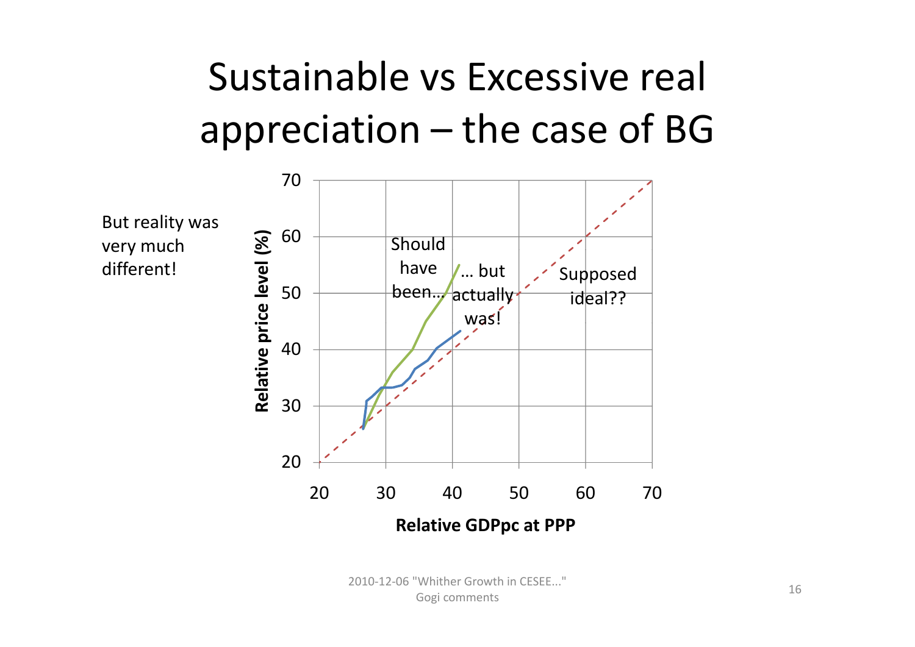# Sustainable vs Excessive real appreciation – the case of BG

But reality was very much different!

Relative price level (%)

Should have been...

... but actually was!

Supposed ideal??

Relative GDPpc at PPP

2010-12-06 "Whither Growth in CESEE..." Gogi comments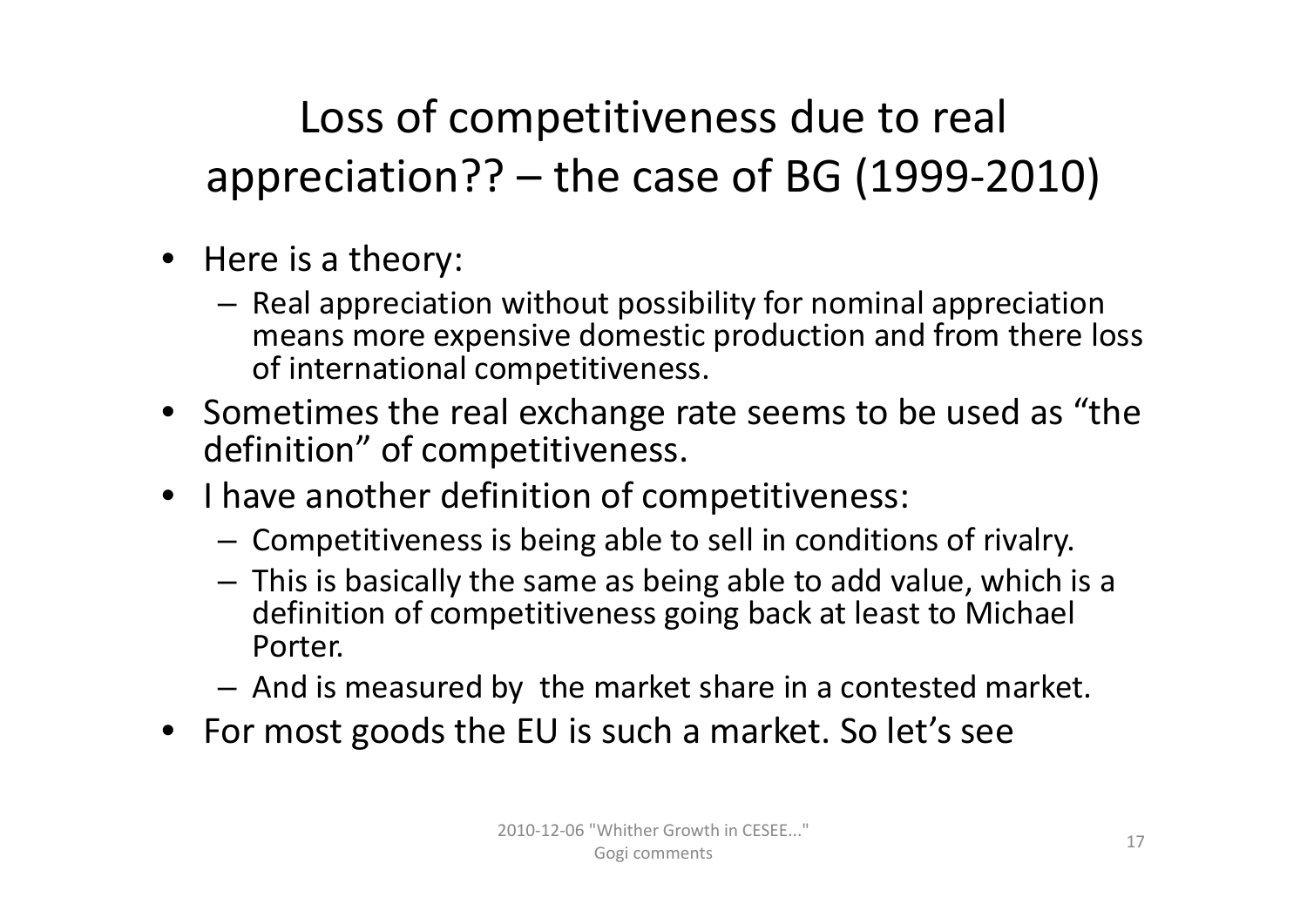# Loss of competitiveness due to real appreciation?? – the case of BG (1999-2010)

- Here is a theory:
  - Real appreciation without possibility for nominal appreciation means more expensive domestic production and from there loss of international competitiveness.
- Sometimes the real exchange rate seems to be used as "the definition" of competitiveness.
- I have another definition of competitiveness:
  - Competitiveness is being able to sell in conditions of rivalry.
  - This is basically the same as being able to add value, which is a definition of competitiveness going back at least to Michael Porter.
  - And is measured by the market share in a contested market.
- For most goods the EU is such a market. So let's see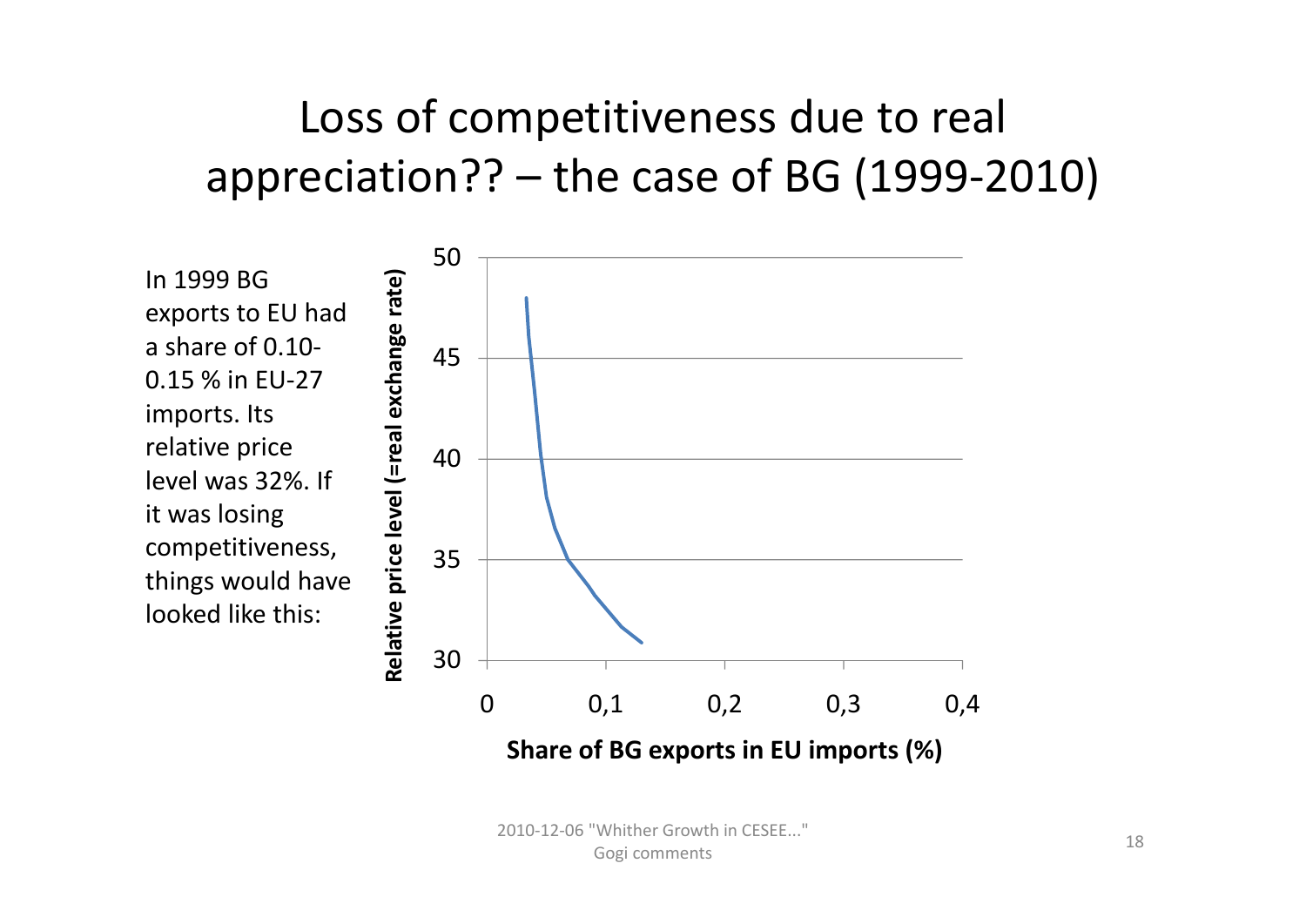# Loss of competitiveness due to real appreciation?? – the case of BG (1999-2010)

In 1999 BG exports to EU had a share of 0.10-0.15 % in EU-27 imports. Its relative price level was 32%. If it was losing competitiveness, things would have looked like this:

Relative price level (=real exchange rate)

50, 45, 40, 35, 30

0, 0,1, 0,2, 0,3, 0,4

Share of BG exports in EU imports (%)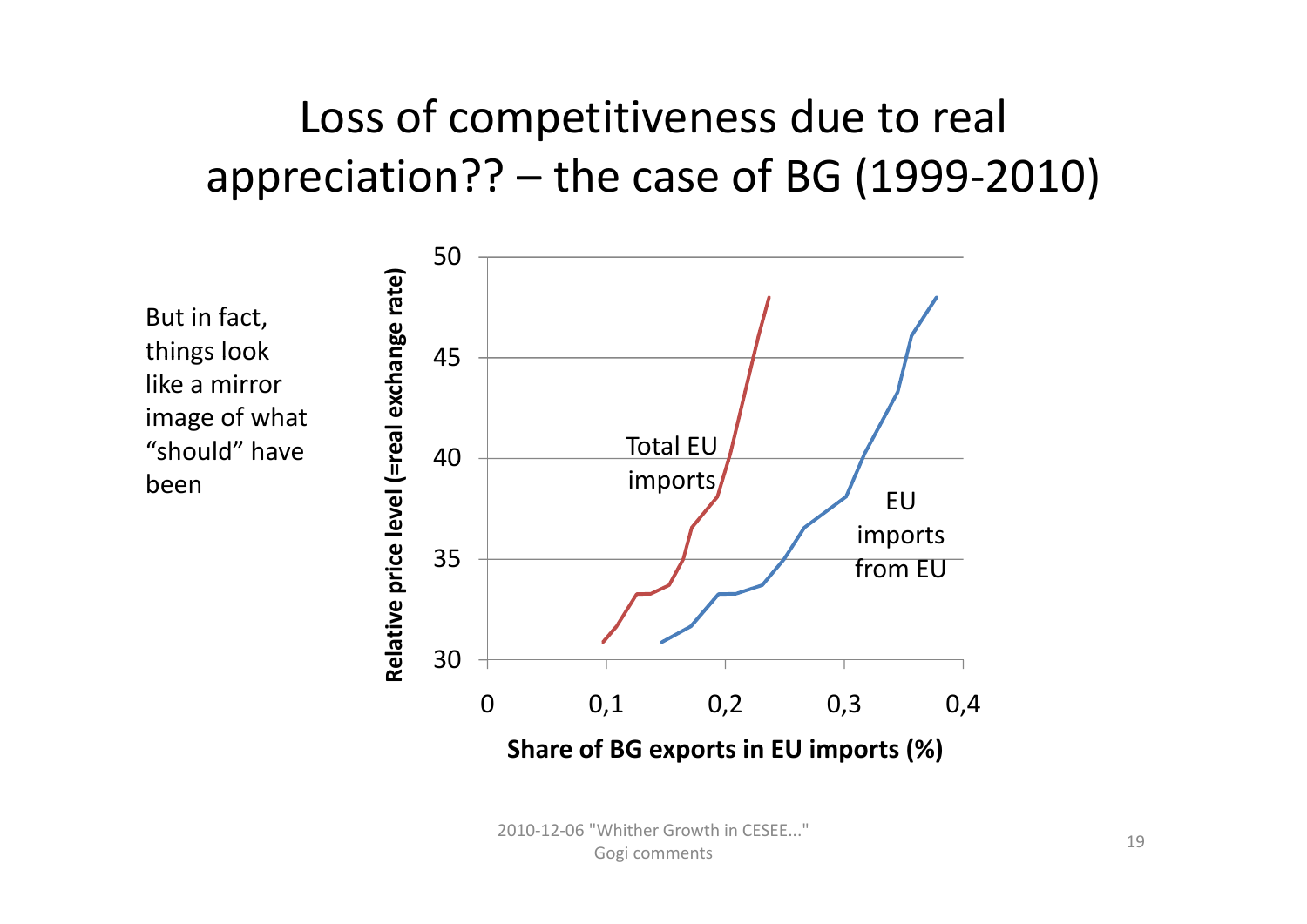# Loss of competitiveness due to real appreciation?? – the case of BG (1999-2010)

But in fact, things look like a mirror image of what "should" have been

Relative price level (=real exchange rate)

50

45

40

35

30

0 0,1 0,2 0,3 0,4

Share of BG exports in EU imports (%)

Total EU imports

EU imports from EU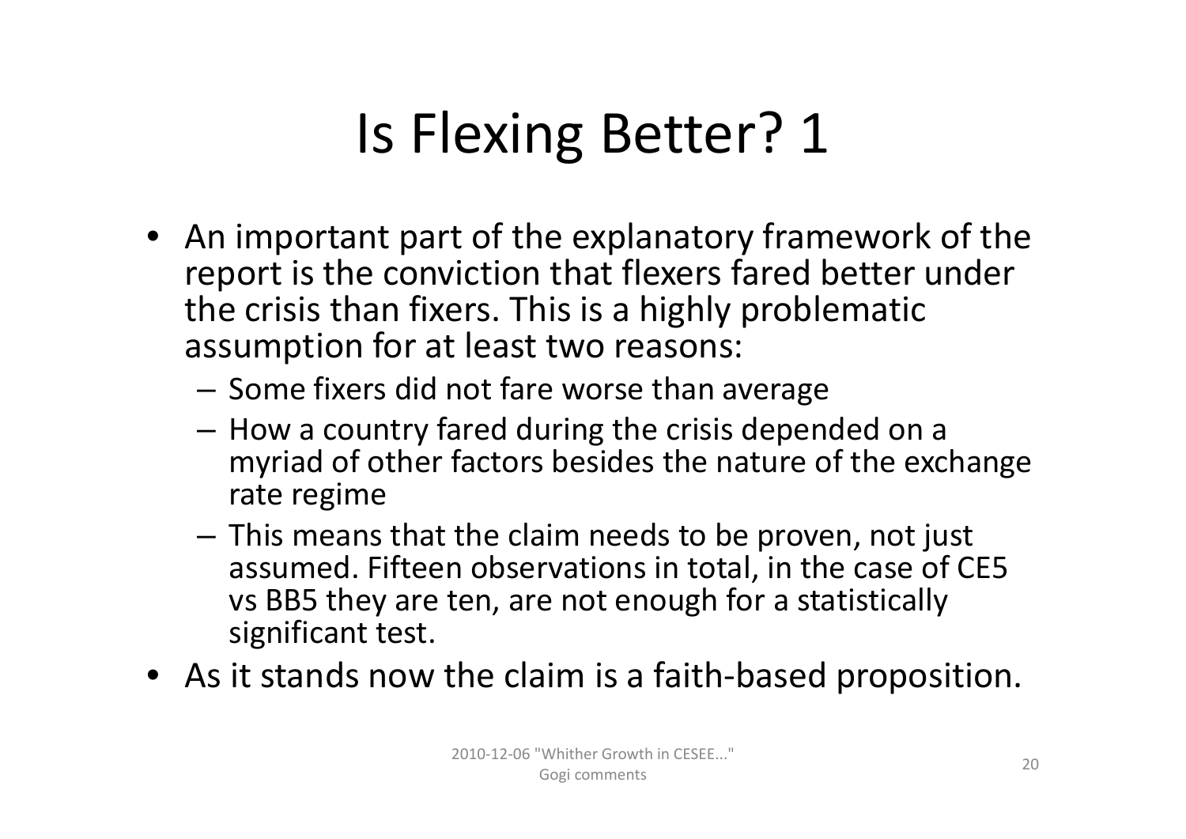# Is Flexing Better? 1

- An important part of the explanatory framework of the report is the conviction that flexers fared better under the crisis than fixers. This is a highly problematic assumption for at least two reasons:
  - Some fixers did not fare worse than average
  - How a country fared during the crisis depended on a myriad of other factors besides the nature of the exchange rate regime
  - This means that the claim needs to be proven, not just assumed. Fifteen observations in total, in the case of CE5 vs BB5 they are ten, are not enough for a statistically significant test.
- As it stands now the claim is a faith-based proposition.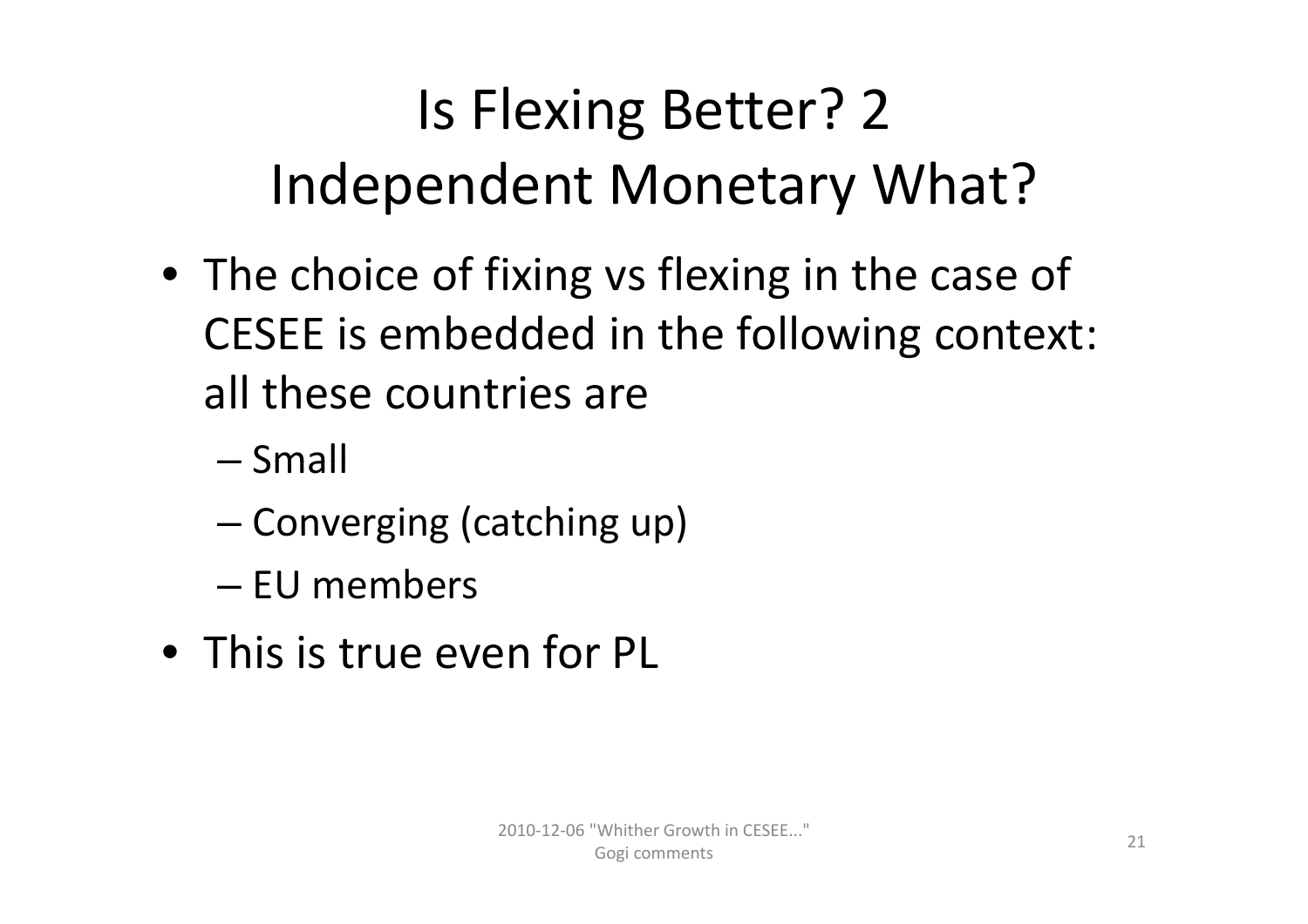# Is Flexing Better? 2
# Independent Monetary What?

- The choice of fixing vs flexing in the case of CESEE is embedded in the following context: all these countries are
  - Small
  - Converging (catching up)
  - EU members
- This is true even for PL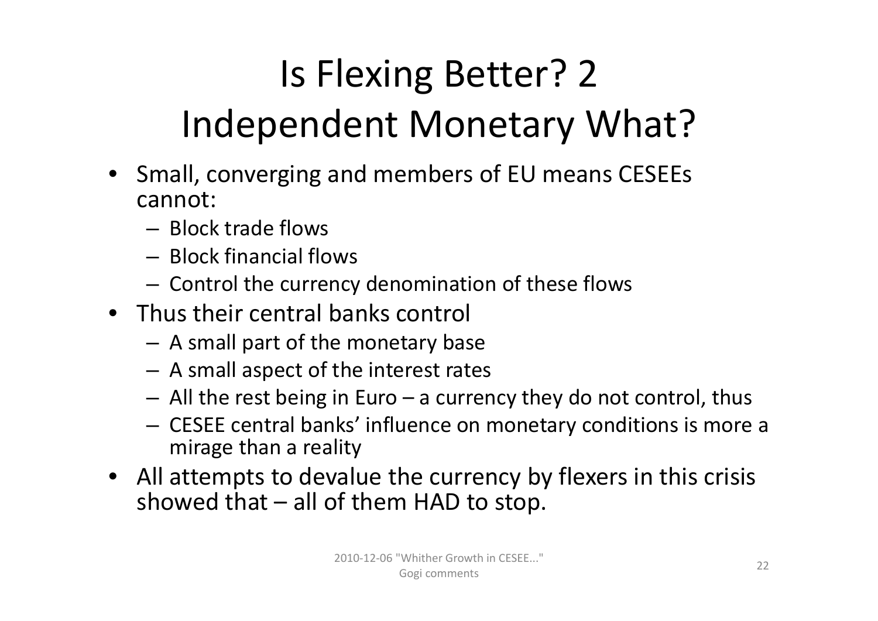# Is Flexing Better? 2
# Independent Monetary What?

- Small, converging and members of EU means CESEEs cannot:
  - Block trade flows
  - Block financial flows
  - Control the currency denomination of these flows
- Thus their central banks control
  - A small part of the monetary base
  - A small aspect of the interest rates
  - All the rest being in Euro – a currency they do not control, thus
  - CESEE central banks' influence on monetary conditions is more a mirage than a reality
- All attempts to devalue the currency by flexers in this crisis showed that – all of them HAD to stop.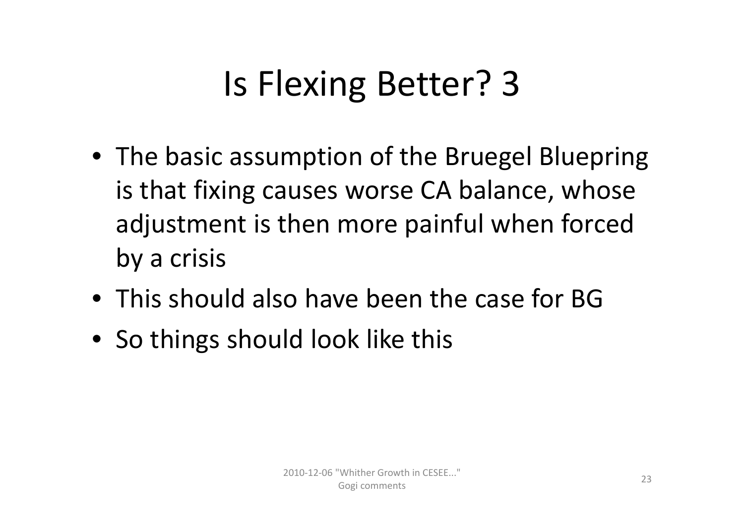# Is Flexing Better? 3

- The basic assumption of the Bruegel Bluepring is that fixing causes worse CA balance, whose adjustment is then more painful when forced by a crisis
- This should also have been the case for BG
- So things should look like this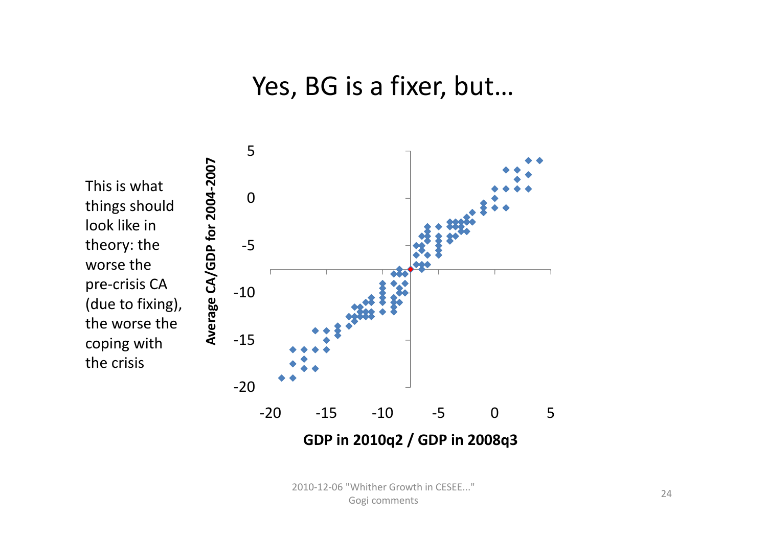# Yes, BG is a fixer, but…

This is what things should look like in theory: the worse the pre-crisis CA (due to fixing), the worse the coping with the crisis

Average CA/GDP for 2004-2007

GDP in 2010q2 / GDP in 2008q3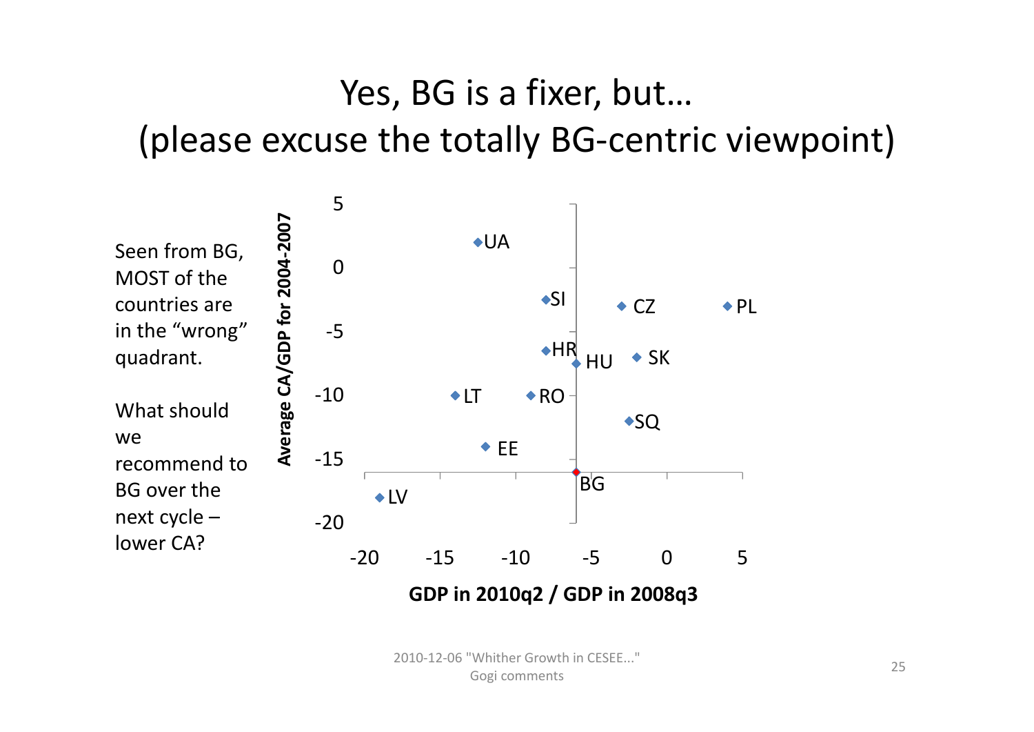# Yes, BG is a fixer, but…
## (please excuse the totally BG-centric viewpoint)

Seen from BG, MOST of the countries are in the "wrong" quadrant.

What should we recommend to BG over the next cycle – lower CA?

Average CA/GDP for 2004-2007 vs. GDP in 2010q2 / GDP in 2008q3

| Country | GDP in 2010q2 / GDP in 2008q3 | Average CA/GDP for 2004-2007 |
|---|---|---|
| UA | -12.5 | 2 |
| SI | -8 | -2.5 |
| CZ | -3 | -3 |
| PL | 4 | -3 |
| HR | -8 | -6.5 |
| HU | -6 | -7.5 |
| SK | -2 | -7 |
| LT | -14 | -10 |
| RO | -9 | -10 |
| SQ | -2.5 | -12 |
| EE | -12 | -14 |
| BG | -6 | -16 |
| LV | -19 | -18 |

2010-12-06 "Whither Growth in CESEE..." Gogi comments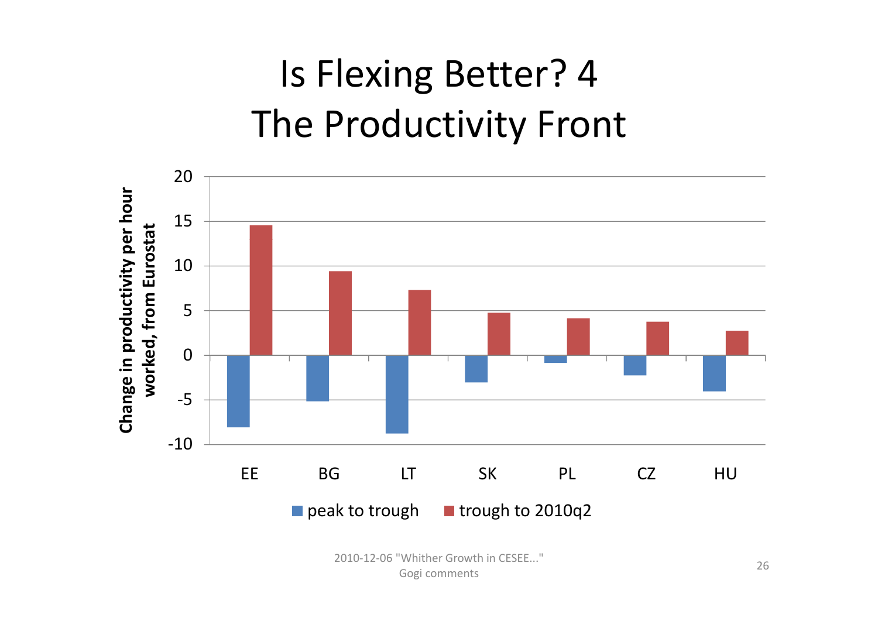# Is Flexing Better? 4
# The Productivity Front

Change in productivity per hour worked, from Eurostat

| | EE | BG | LT | SK | PL | CZ | HU |
|---|---|---|---|---|---|---|---|
| peak to trough | -8.1 | -5.2 | -8.8 | -3.1 | -0.9 | -2.3 | -4.1 |
| trough to 2010q2 | 14.5 | 9.4 | 7.3 | 4.7 | 4.1 | 3.7 | 2.7 |

2010-12-06 "Whither Growth in CESEE..." Gogi comments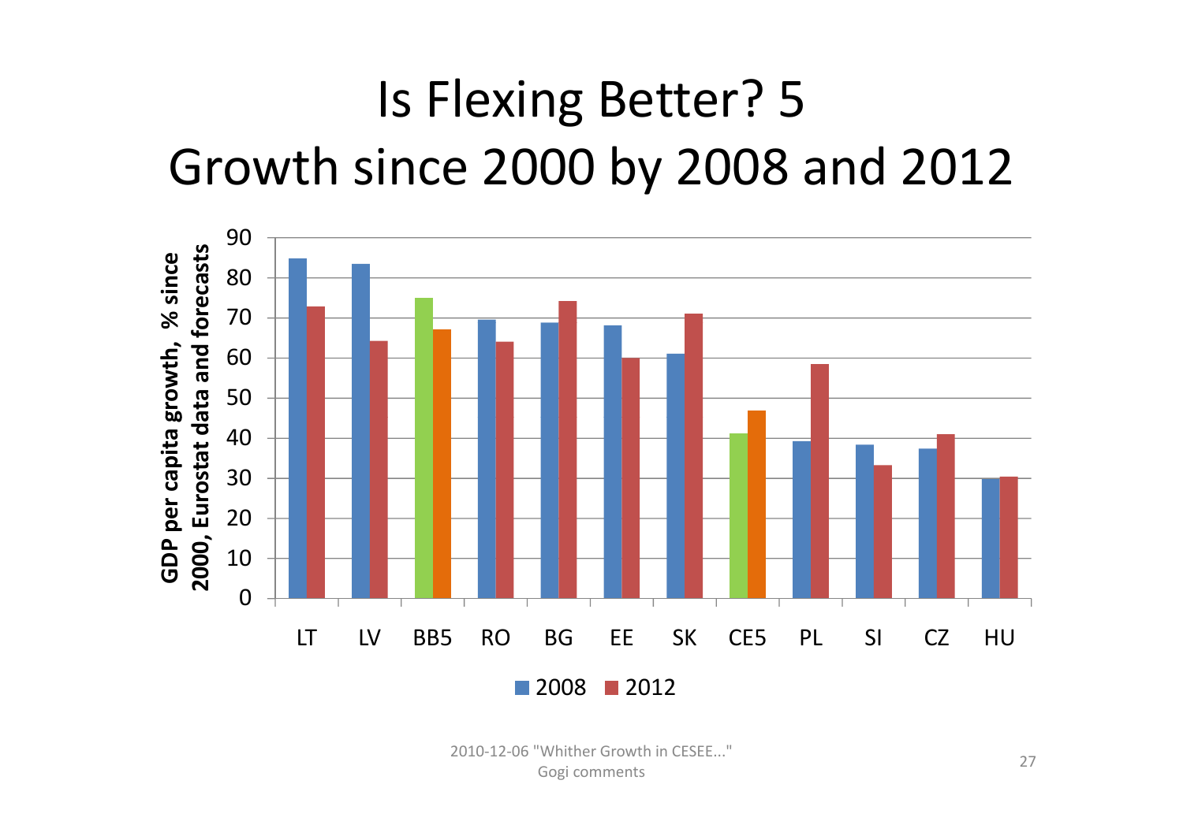# Is Flexing Better? 5
## Growth since 2000 by 2008 and 2012

GDP per capita growth, % since 2000, Eurostat data and forecasts

| | 2008 | 2012 |
|---|---|---|
| LT | 85 | 73 |
| LV | 83 | 64 |
| BB5 | 75 | 67 |
| RO | 69 | 64 |
| BG | 69 | 74 |
| EE | 68 | 60 |
| SK | 61 | 71 |
| CE5 | 41 | 47 |
| PL | 39 | 58 |
| SI | 38 | 33 |
| CZ | 37 | 41 |
| HU | 30 | 30 |

2010-12-06 "Whither Growth in CESEE..."
Gogi comments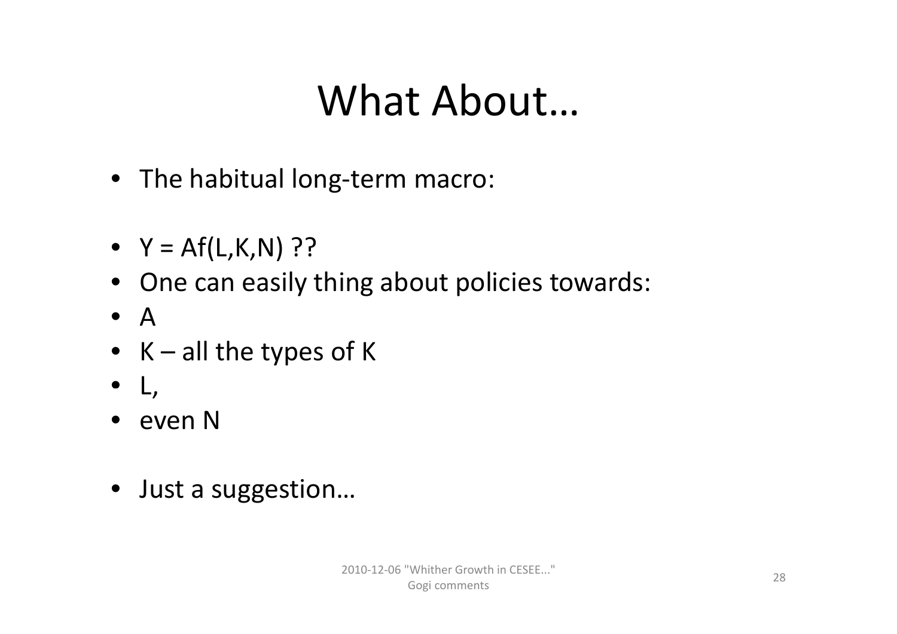# What About…

- The habitual long-term macro:

- $Y = Af(L,K,N)$ ??
- One can easily thing about policies towards:
- A
- K – all the types of K
- L,
- even N

- Just a suggestion…